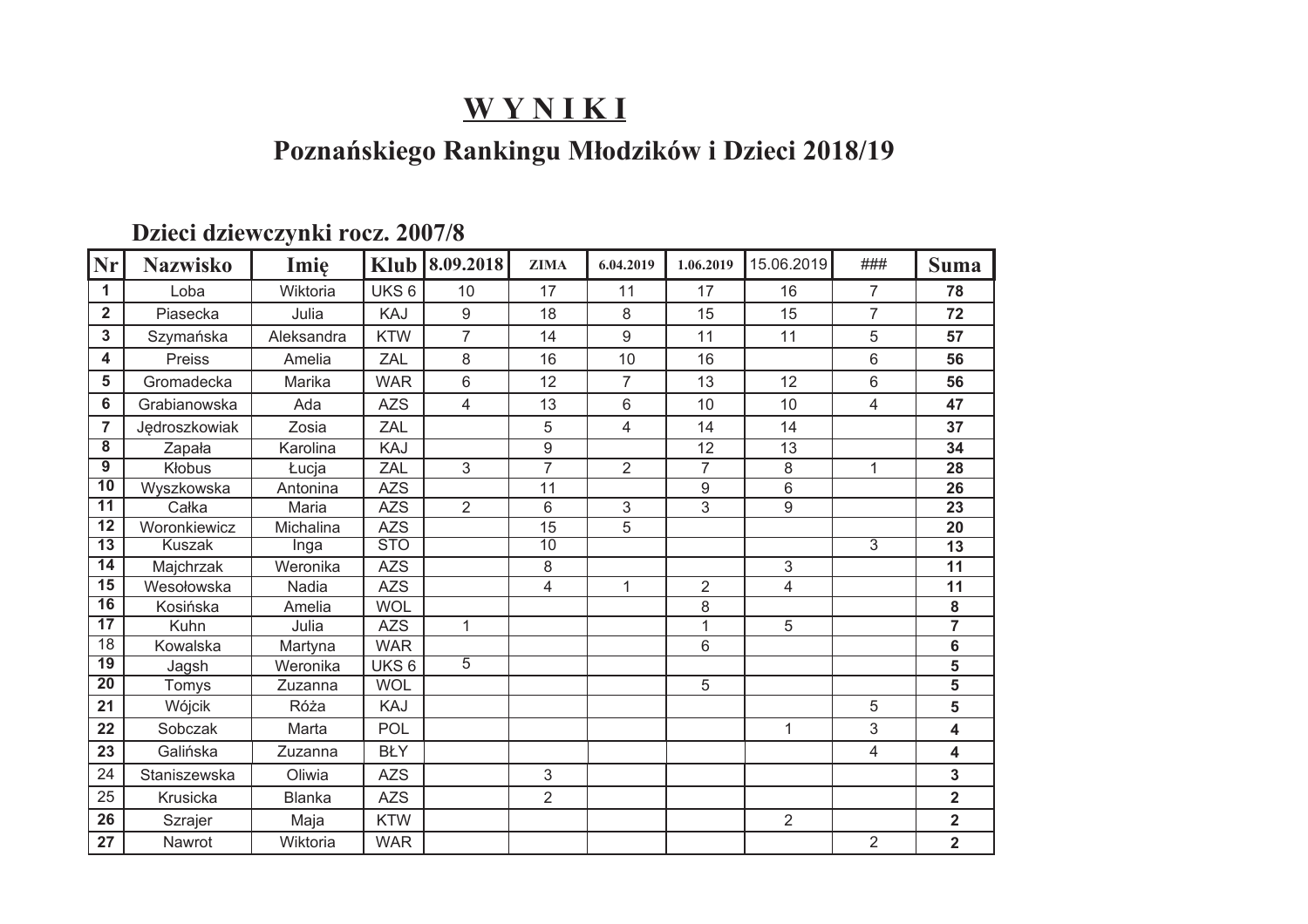# W Y N I K I

## Poznańskiego Rankingu Młodzików i Dzieci 2018/19

### Dzieci dziewczynki rocz. 2007/8

| Nr | Nazwisko | Imię | Klub | 8.09.2018 | ZIMA | 6.04.2019 | 1.06.2019 | 15.06.2019 | ### | Suma |
|---|---|---|---|---|---|---|---|---|---|---|
| 1 | Loba | Wiktoria | UKS 6 | 10 | 17 | 11 | 17 | 16 | 7 | 78 |
| 2 | Piasecka | Julia | KAJ | 9 | 18 | 8 | 15 | 15 | 7 | 72 |
| 3 | Szymańska | Aleksandra | KTW | 7 | 14 | 9 | 11 | 11 | 5 | 57 |
| 4 | Preiss | Amelia | ZAL | 8 | 16 | 10 | 16 | | 6 | 56 |
| 5 | Gromadecka | Marika | WAR | 6 | 12 | 7 | 13 | 12 | 6 | 56 |
| 6 | Grabianowska | Ada | AZS | 4 | 13 | 6 | 10 | 10 | 4 | 47 |
| 7 | Jędroszkowiak | Zosia | ZAL | | 5 | 4 | 14 | 14 | | 37 |
| 8 | Zapała | Karolina | KAJ | | 9 | | 12 | 13 | | 34 |
| 9 | Kłobus | Łucja | ZAL | 3 | 7 | 2 | 7 | 8 | 1 | 28 |
| 10 | Wyszkowska | Antonina | AZS | | 11 | | 9 | 6 | | 26 |
| 11 | Całka | Maria | AZS | 2 | 6 | 3 | 3 | 9 | | 23 |
| 12 | Woronkiewicz | Michalina | AZS | | 15 | 5 | | | | 20 |
| 13 | Kuszak | Inga | STO | | 10 | | | | 3 | 13 |
| 14 | Majchrzak | Weronika | AZS | | 8 | | | 3 | | 11 |
| 15 | Wesołowska | Nadia | AZS | | 4 | 1 | 2 | 4 | | 11 |
| 16 | Kosińska | Amelia | WOL | | | | 8 | | | 8 |
| 17 | Kuhn | Julia | AZS | 1 | | | 1 | 5 | | 7 |
| 18 | Kowalska | Martyna | WAR | | | | 6 | | | 6 |
| 19 | Jagsh | Weronika | UKS 6 | 5 | | | | | | 5 |
| 20 | Tomys | Zuzanna | WOL | | | | 5 | | | 5 |
| 21 | Wójcik | Róża | KAJ | | | | | | 5 | 5 |
| 22 | Sobczak | Marta | POL | | | | | 1 | 3 | 4 |
| 23 | Galińska | Zuzanna | BŁY | | | | | | 4 | 4 |
| 24 | Staniszewska | Oliwia | AZS | | 3 | | | | | 3 |
| 25 | Krusicka | Blanka | AZS | | 2 | | | | | 2 |
| 26 | Szrajer | Maja | KTW | | | | | 2 | | 2 |
| 27 | Nawrot | Wiktoria | WAR | | | | | | 2 | 2 |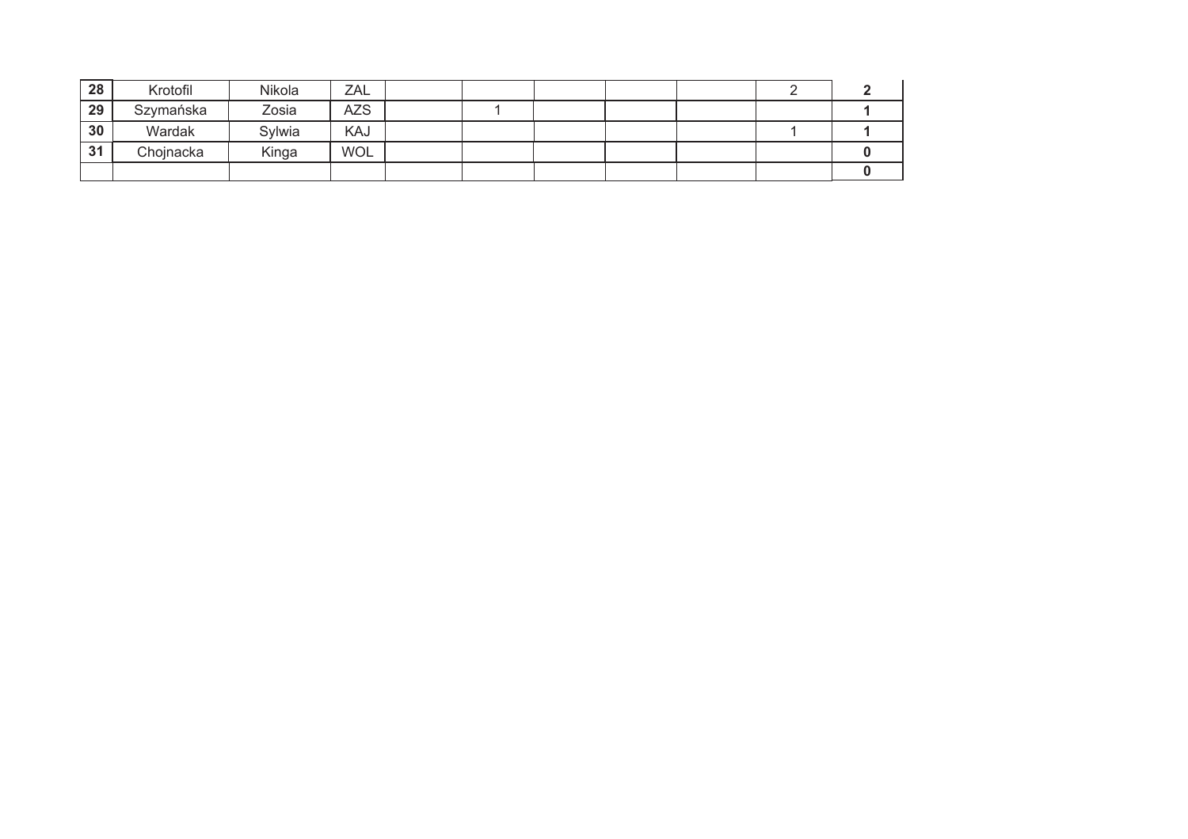| 28 | Krotofil | Nikola | ZAL | | | | | | 2 | **2** |
|---|---|---|---|---|---|---|---|---|---|---|
| **29** | Szymańska | Zosia | AZS | | 1 | | | | | **1** |
| **30** | Wardak | Sylwia | KAJ | | | | | | 1 | **1** |
| **31** | Chojnacka | Kinga | WOL | | | | | | | **0** |
| | | | | | | | | | | **0** |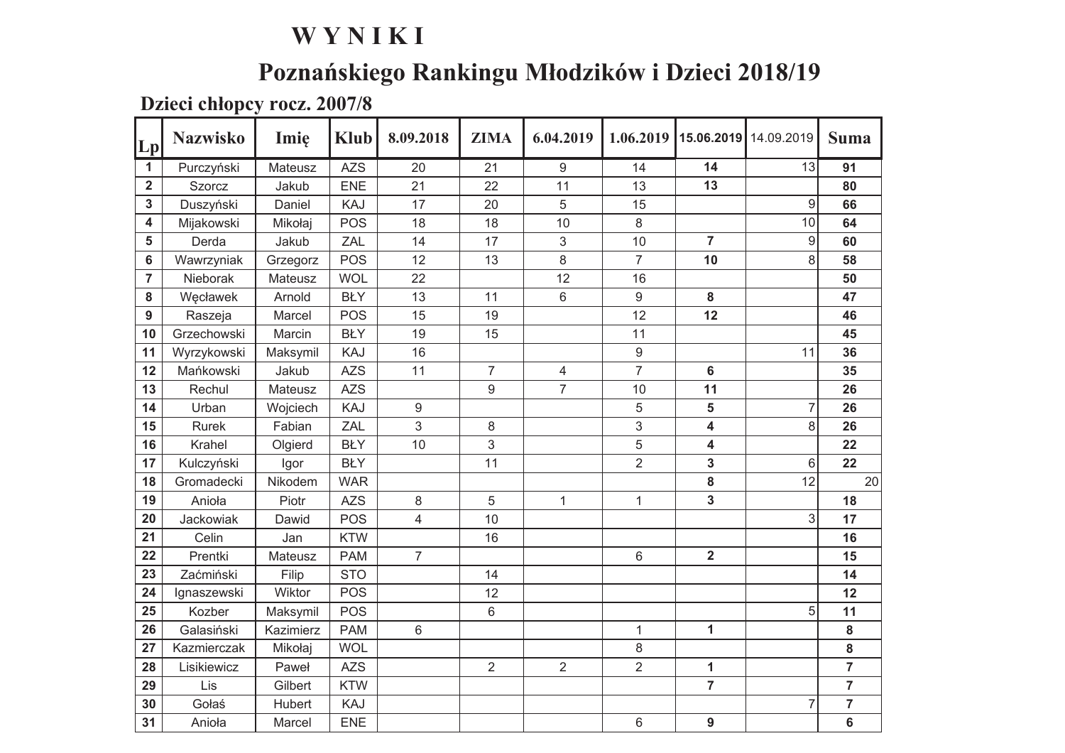# W Y N I K I

## Poznańskiego Rankingu Młodzików i Dzieci 2018/19

### Dzieci chłopcy rocz. 2007/8

| Lp | Nazwisko | Imię | Klub | 8.09.2018 | ZIMA | 6.04.2019 | 1.06.2019 | 15.06.2019 | 14.09.2019 | Suma |
|---|---|---|---|---|---|---|---|---|---|---|
| 1 | Purczyński | Mateusz | AZS | 20 | 21 | 9 | 14 | **14** | 13 | **91** |
| 2 | Szorcz | Jakub | ENE | 21 | 22 | 11 | 13 | **13** | | **80** |
| 3 | Duszyński | Daniel | KAJ | 17 | 20 | 5 | 15 | | 9 | **66** |
| 4 | Mijakowski | Mikołaj | POS | 18 | 18 | 10 | 8 | | 10 | **64** |
| 5 | Derda | Jakub | ZAL | 14 | 17 | 3 | 10 | **7** | 9 | **60** |
| 6 | Wawrzyniak | Grzegorz | POS | 12 | 13 | 8 | 7 | **10** | 8 | **58** |
| 7 | Nieborak | Mateusz | WOL | 22 | | 12 | 16 | | | **50** |
| 8 | Węcławek | Arnold | BŁY | 13 | 11 | 6 | 9 | **8** | | **47** |
| 9 | Raszeja | Marcel | POS | 15 | 19 | | 12 | **12** | | **46** |
| 10 | Grzechowski | Marcin | BŁY | 19 | 15 | | 11 | | | **45** |
| 11 | Wyrzykowski | Maksymil | KAJ | 16 | | | 9 | | 11 | **36** |
| 12 | Mańkowski | Jakub | AZS | 11 | 7 | 4 | 7 | **6** | | **35** |
| 13 | Rechul | Mateusz | AZS | | 9 | 7 | 10 | **11** | | **26** |
| 14 | Urban | Wojciech | KAJ | 9 | | | 5 | **5** | 7 | **26** |
| 15 | Rurek | Fabian | ZAL | 3 | 8 | | 3 | **4** | 8 | **26** |
| 16 | Krahel | Olgierd | BŁY | 10 | 3 | | 5 | **4** | | **22** |
| 17 | Kulczyński | Igor | BŁY | | 11 | | 2 | **3** | 6 | **22** |
| 18 | Gromadecki | Nikodem | WAR | | | | | **8** | 12 | 20 |
| 19 | Anioła | Piotr | AZS | 8 | 5 | 1 | 1 | **3** | | **18** |
| 20 | Jackowiak | Dawid | POS | 4 | 10 | | | | 3 | **17** |
| 21 | Celin | Jan | KTW | | 16 | | | | | **16** |
| 22 | Prentki | Mateusz | PAM | 7 | | | 6 | **2** | | **15** |
| 23 | Zaćmiński | Filip | STO | | 14 | | | | | **14** |
| 24 | Ignaszewski | Wiktor | POS | | 12 | | | | | **12** |
| 25 | Kozber | Maksymil | POS | | 6 | | | | 5 | **11** |
| 26 | Galasiński | Kazimierz | PAM | 6 | | | 1 | **1** | | **8** |
| 27 | Kazmierczak | Mikołaj | WOL | | | | 8 | | | **8** |
| 28 | Lisikiewicz | Paweł | AZS | | 2 | 2 | 2 | **1** | | **7** |
| 29 | Lis | Gilbert | KTW | | | | | **7** | | **7** |
| 30 | Gołaś | Hubert | KAJ | | | | | | 7 | **7** |
| 31 | Anioła | Marcel | ENE | | | | 6 | **9** | | **6** |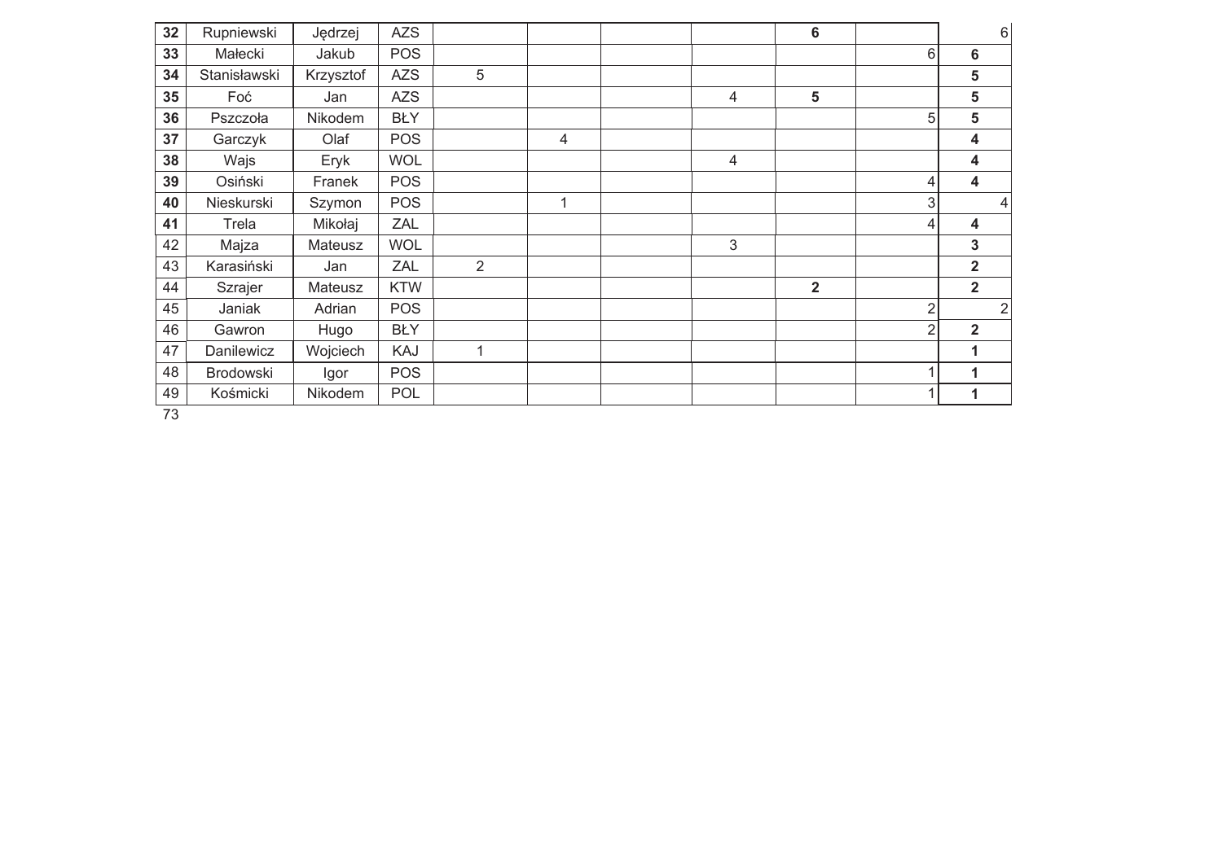| | | | | | | | | | | |
|---|---|---|---|---|---|---|---|---|---|---|
| **32** | Rupniewski | Jędrzej | AZS | | | | | **6** | | 6 |
| **33** | Małecki | Jakub | POS | | | | | | 6 | **6** |
| **34** | Stanisławski | Krzysztof | AZS | 5 | | | | | | **5** |
| **35** | Foć | Jan | AZS | | | | 4 | **5** | | **5** |
| **36** | Pszczoła | Nikodem | BŁY | | | | | | 5 | **5** |
| **37** | Garczyk | Olaf | POS | | 4 | | | | | **4** |
| **38** | Wajs | Eryk | WOL | | | | 4 | | | **4** |
| **39** | Osiński | Franek | POS | | | | | | 4 | **4** |
| **40** | Nieskurski | Szymon | POS | | 1 | | | | 3 | 4 |
| **41** | Trela | Mikołaj | ZAL | | | | | | 4 | **4** |
| 42 | Majza | Mateusz | WOL | | | | 3 | | | **3** |
| 43 | Karasiński | Jan | ZAL | 2 | | | | | | **2** |
| 44 | Szrajer | Mateusz | KTW | | | | | **2** | | **2** |
| 45 | Janiak | Adrian | POS | | | | | | 2 | 2 |
| 46 | Gawron | Hugo | BŁY | | | | | | 2 | **2** |
| 47 | Danilewicz | Wojciech | KAJ | 1 | | | | | | **1** |
| 48 | Brodowski | Igor | POS | | | | | | 1 | **1** |
| 49 | Kośmicki | Nikodem | POL | | | | | | 1 | **1** |

73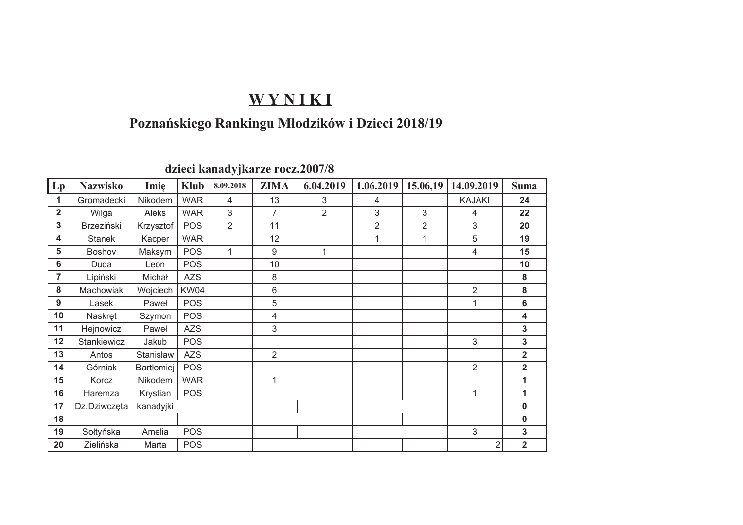# W Y N I K I

## Poznańskiego Rankingu Młodzików i Dzieci 2018/19

### dzieci kanadyjkarze rocz.2007/8

| Lp | Nazwisko | Imię | Klub | 8.09.2018 | ZIMA | 6.04.2019 | 1.06.2019 | 15.06,19 | 14.09.2019 | Suma |
|---|---|---|---|---|---|---|---|---|---|---|
| 1 | Gromadecki | Nikodem | WAR | 4 | 13 | 3 | 4 | | KAJAKI | 24 |
| 2 | Wilga | Aleks | WAR | 3 | 7 | 2 | 3 | 3 | 4 | 22 |
| 3 | Brzeziński | Krzysztof | POS | 2 | 11 | | 2 | 2 | 3 | 20 |
| 4 | Stanek | Kacper | WAR | | 12 | | 1 | 1 | 5 | 19 |
| 5 | Boshov | Maksym | POS | 1 | 9 | 1 | | | 4 | 15 |
| 6 | Duda | Leon | POS | | 10 | | | | | 10 |
| 7 | Lipiński | Michał | AZS | | 8 | | | | | 8 |
| 8 | Machowiak | Wojciech | KW04 | | 6 | | | | 2 | 8 |
| 9 | Lasek | Paweł | POS | | 5 | | | | 1 | 6 |
| 10 | Naskręt | Szymon | POS | | 4 | | | | | 4 |
| 11 | Hejnowicz | Paweł | AZS | | 3 | | | | | 3 |
| 12 | Stankiewicz | Jakub | POS | | | | | | 3 | 3 |
| 13 | Antos | Stanisław | AZS | | 2 | | | | | 2 |
| 14 | Górniak | Bartłomiej | POS | | | | | | 2 | 2 |
| 15 | Korcz | Nikodem | WAR | | 1 | | | | | 1 |
| 16 | Haremza | Krystian | POS | | | | | | 1 | 1 |
| 17 | Dz.Dziwczęta | kanadyjki | | | | | | | | 0 |
| 18 | | | | | | | | | | 0 |
| 19 | Sołtyńska | Amelia | POS | | | | | | 3 | 3 |
| 20 | Zielińska | Marta | POS | | | | | | 2 | 2 |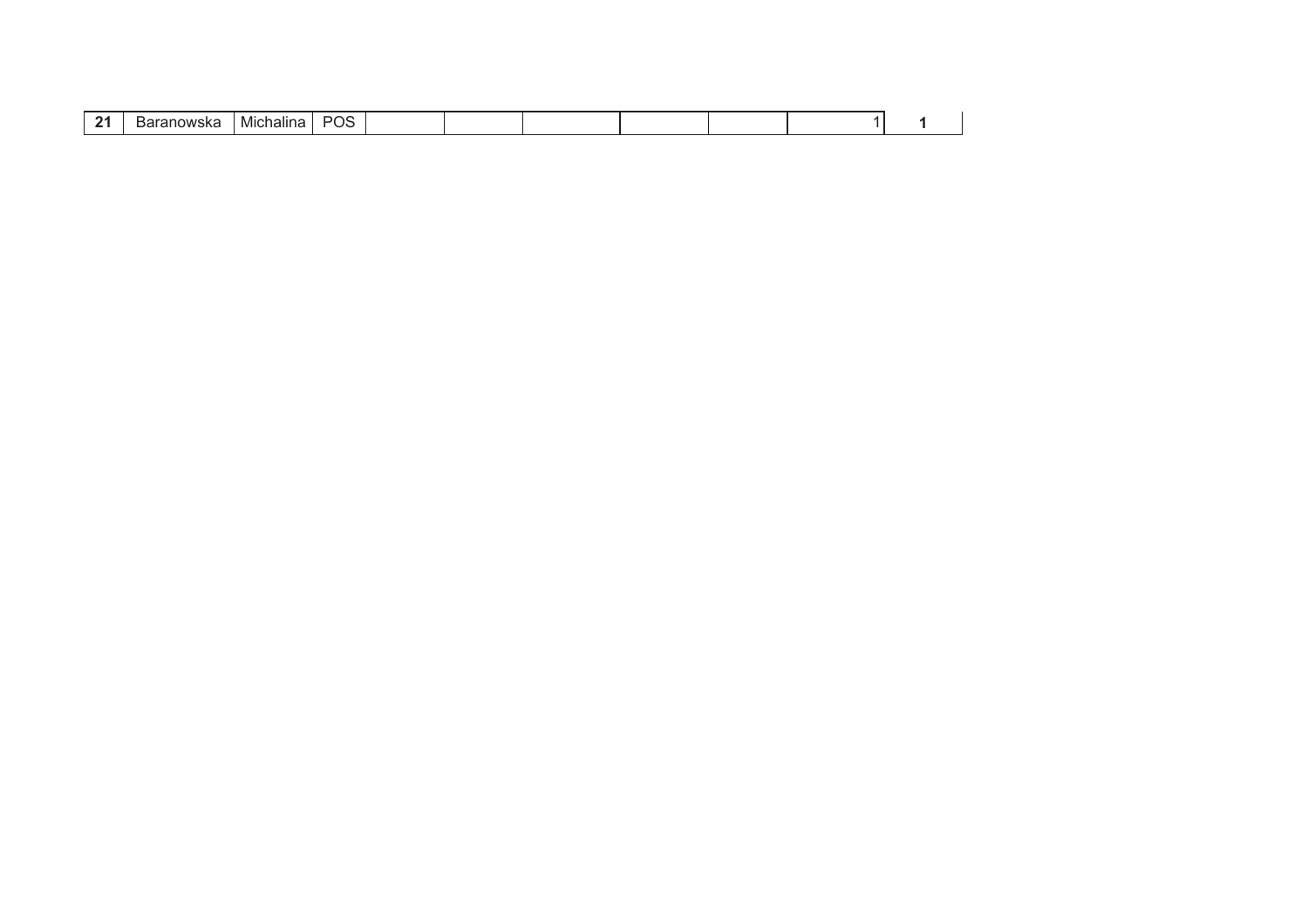| 21 | Baranowska | Michalina | POS | | | | | | 1 | **1** |
|---|---|---|---|---|---|---|---|---|---|---|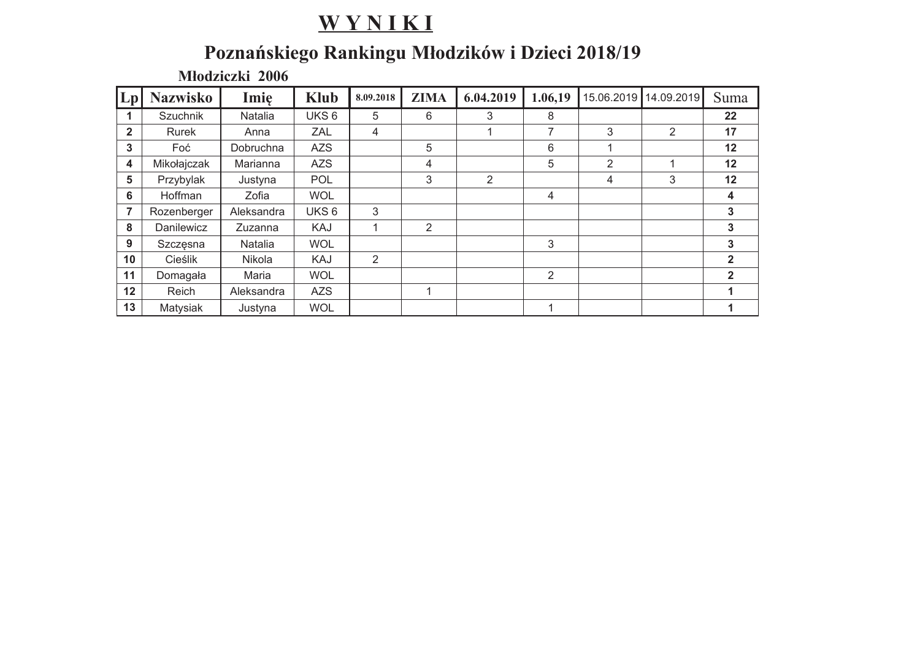# W Y N I K I

## Poznańskiego Rankingu Młodzików i Dzieci 2018/19

### Młodziczki 2006

| Lp | Nazwisko | Imię | Klub | 8.09.2018 | ZIMA | 6.04.2019 | 1.06,19 | 15.06.2019 | 14.09.2019 | Suma |
|---|---|---|---|---|---|---|---|---|---|---|
| 1 | Szuchnik | Natalia | UKS 6 | 5 | 6 | 3 | 8 | | | **22** |
| 2 | Rurek | Anna | ZAL | 4 | | 1 | 7 | 3 | 2 | **17** |
| 3 | Foć | Dobruchna | AZS | | 5 | | 6 | 1 | | **12** |
| 4 | Mikołajczak | Marianna | AZS | | 4 | | 5 | 2 | 1 | **12** |
| 5 | Przybylak | Justyna | POL | | 3 | 2 | | 4 | 3 | **12** |
| 6 | Hoffman | Zofia | WOL | | | | 4 | | | **4** |
| 7 | Rozenberger | Aleksandra | UKS 6 | 3 | | | | | | **3** |
| 8 | Danilewicz | Zuzanna | KAJ | 1 | 2 | | | | | **3** |
| 9 | Szczęsna | Natalia | WOL | | | | 3 | | | **3** |
| 10 | Cieślik | Nikola | KAJ | 2 | | | | | | **2** |
| 11 | Domagała | Maria | WOL | | | | 2 | | | **2** |
| 12 | Reich | Aleksandra | AZS | | 1 | | | | | **1** |
| 13 | Matysiak | Justyna | WOL | | | | 1 | | | **1** |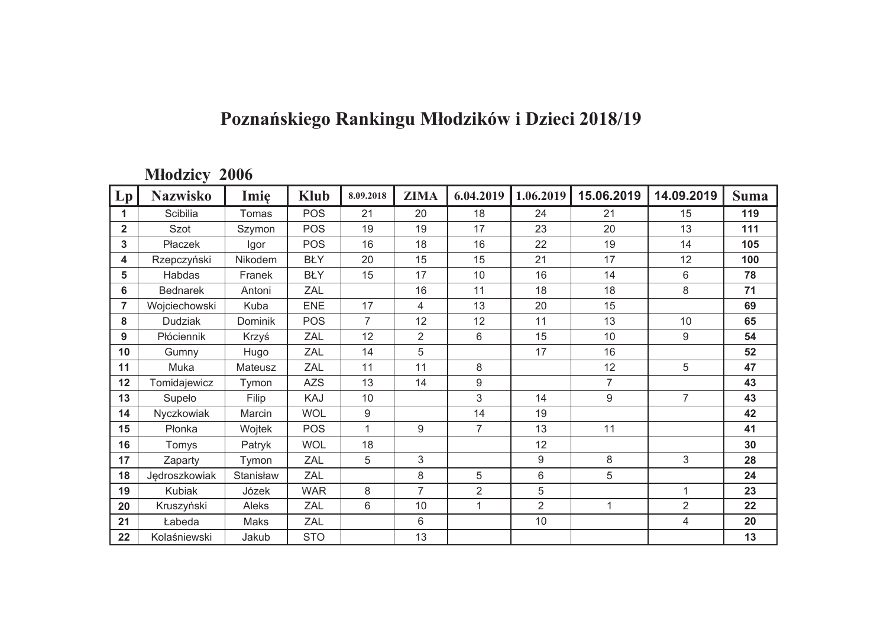# Poznańskiego Rankingu Młodzików i Dzieci 2018/19

## Młodzicy 2006

| Lp | Nazwisko | Imię | Klub | 8.09.2018 | ZIMA | 6.04.2019 | 1.06.2019 | 15.06.2019 | 14.09.2019 | Suma |
|---|---|---|---|---|---|---|---|---|---|---|
| 1 | Scibilia | Tomas | POS | 21 | 20 | 18 | 24 | 21 | 15 | 119 |
| 2 | Szot | Szymon | POS | 19 | 19 | 17 | 23 | 20 | 13 | 111 |
| 3 | Płaczek | Igor | POS | 16 | 18 | 16 | 22 | 19 | 14 | 105 |
| 4 | Rzepczyński | Nikodem | BŁY | 20 | 15 | 15 | 21 | 17 | 12 | 100 |
| 5 | Habdas | Franek | BŁY | 15 | 17 | 10 | 16 | 14 | 6 | 78 |
| 6 | Bednarek | Antoni | ZAL | | 16 | 11 | 18 | 18 | 8 | 71 |
| 7 | Wojciechowski | Kuba | ENE | 17 | 4 | 13 | 20 | 15 | | 69 |
| 8 | Dudziak | Dominik | POS | 7 | 12 | 12 | 11 | 13 | 10 | 65 |
| 9 | Płóciennik | Krzyś | ZAL | 12 | 2 | 6 | 15 | 10 | 9 | 54 |
| 10 | Gumny | Hugo | ZAL | 14 | 5 | | 17 | 16 | | 52 |
| 11 | Muka | Mateusz | ZAL | 11 | 11 | 8 | | 12 | 5 | 47 |
| 12 | Tomidajewicz | Tymon | AZS | 13 | 14 | 9 | | 7 | | 43 |
| 13 | Supeło | Filip | KAJ | 10 | | 3 | 14 | 9 | 7 | 43 |
| 14 | Nyczkowiak | Marcin | WOL | 9 | | 14 | 19 | | | 42 |
| 15 | Płonka | Wojtek | POS | 1 | 9 | 7 | 13 | 11 | | 41 |
| 16 | Tomys | Patryk | WOL | 18 | | | 12 | | | 30 |
| 17 | Zaparty | Tymon | ZAL | 5 | 3 | | 9 | 8 | 3 | 28 |
| 18 | Jędroszkowiak | Stanisław | ZAL | | 8 | 5 | 6 | 5 | | 24 |
| 19 | Kubiak | Józek | WAR | 8 | 7 | 2 | 5 | | 1 | 23 |
| 20 | Kruszyński | Aleks | ZAL | 6 | 10 | 1 | 2 | 1 | 2 | 22 |
| 21 | Łabeda | Maks | ZAL | | 6 | | 10 | | 4 | 20 |
| 22 | Kolaśniewski | Jakub | STO | | 13 | | | | | 13 |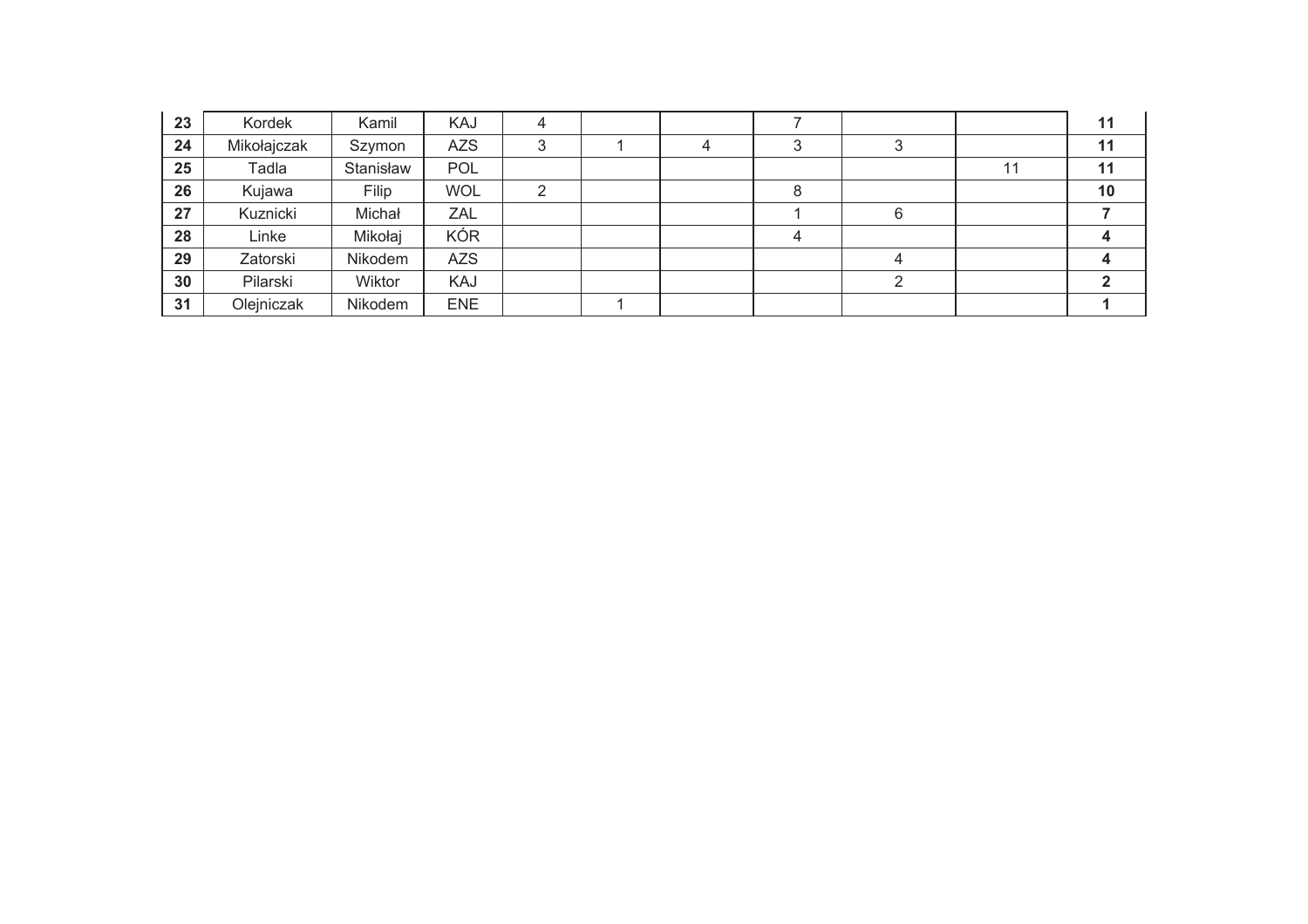| | | | | | | | | | | |
|---|---|---|---|---|---|---|---|---|---|---|
| **23** | Kordek | Kamil | KAJ | 4 | | | 7 | | | **11** |
| **24** | Mikołajczak | Szymon | AZS | 3 | 1 | 4 | 3 | 3 | | **11** |
| **25** | Tadla | Stanisław | POL | | | | | | 11 | **11** |
| **26** | Kujawa | Filip | WOL | 2 | | | 8 | | | **10** |
| **27** | Kuznicki | Michał | ZAL | | | | 1 | 6 | | **7** |
| **28** | Linke | Mikołaj | KÓR | | | | 4 | | | **4** |
| **29** | Zatorski | Nikodem | AZS | | | | | 4 | | **4** |
| **30** | Pilarski | Wiktor | KAJ | | | | | 2 | | **2** |
| **31** | Olejniczak | Nikodem | ENE | | 1 | | | | | **1** |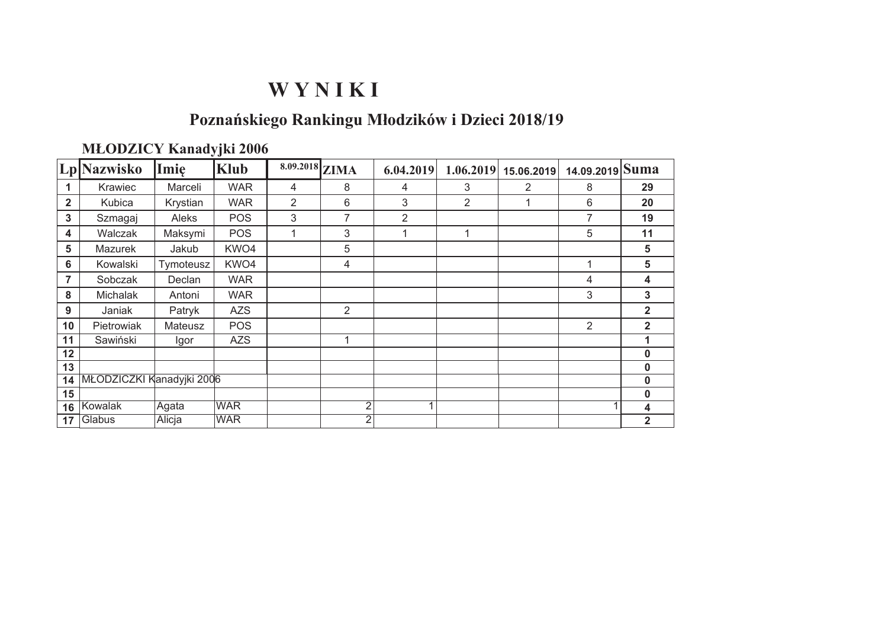# W Y N I K I

## Poznańskiego Rankingu Młodzików i Dzieci 2018/19

### MŁODZICY Kanadyjki 2006

| Lp | Nazwisko | Imię | Klub | 8.09.2018 | ZIMA | 6.04.2019 | 1.06.2019 | 15.06.2019 | 14.09.2019 | Suma |
|---|---|---|---|---|---|---|---|---|---|---|
| 1 | Krawiec | Marceli | WAR | 4 | 8 | 4 | 3 | 2 | 8 | 29 |
| 2 | Kubica | Krystian | WAR | 2 | 6 | 3 | 2 | 1 | 6 | 20 |
| 3 | Szmagaj | Aleks | POS | 3 | 7 | 2 | | | 7 | 19 |
| 4 | Walczak | Maksymi | POS | 1 | 3 | 1 | 1 | | 5 | 11 |
| 5 | Mazurek | Jakub | KWO4 | | 5 | | | | | 5 |
| 6 | Kowalski | Tymoteusz | KWO4 | | 4 | | | | 1 | 5 |
| 7 | Sobczak | Declan | WAR | | | | | | 4 | 4 |
| 8 | Michalak | Antoni | WAR | | | | | | 3 | 3 |
| 9 | Janiak | Patryk | AZS | | 2 | | | | | 2 |
| 10 | Pietrowiak | Mateusz | POS | | | | | | 2 | 2 |
| 11 | Sawiński | Igor | AZS | | 1 | | | | | 1 |
| 12 | | | | | | | | | | 0 |
| 13 | | | | | | | | | | 0 |
| 14 | MŁODZICZKI Kanadyjki 2006 | | | | | | | | | 0 |
| 15 | | | | | | | | | | 0 |
| 16 | Kowalak | Agata | WAR | | 2 | 1 | | | 1 | 4 |
| 17 | Glabus | Alicja | WAR | | 2 | | | | | 2 |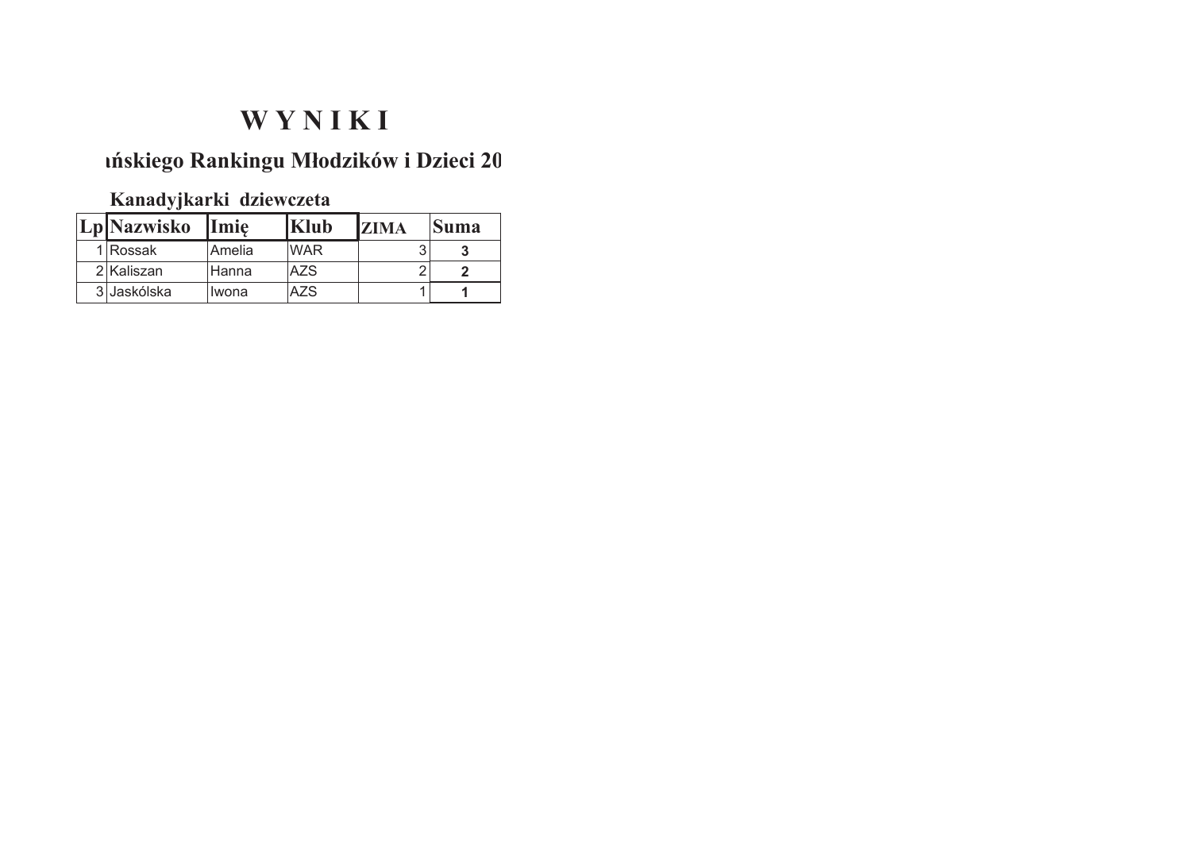# W Y N I K I

## ıńskiego Rankingu Młodzików i Dzieci 20

### Kanadyjkarki dziewczeta

| Lp | Nazwisko | Imię | Klub | ZIMA | Suma |
|---|---|---|---|---|---|
| 1 | Rossak | Amelia | WAR | 3 | **3** |
| 2 | Kaliszan | Hanna | AZS | 2 | **2** |
| 3 | Jaskólska | Iwona | AZS | 1 | **1** |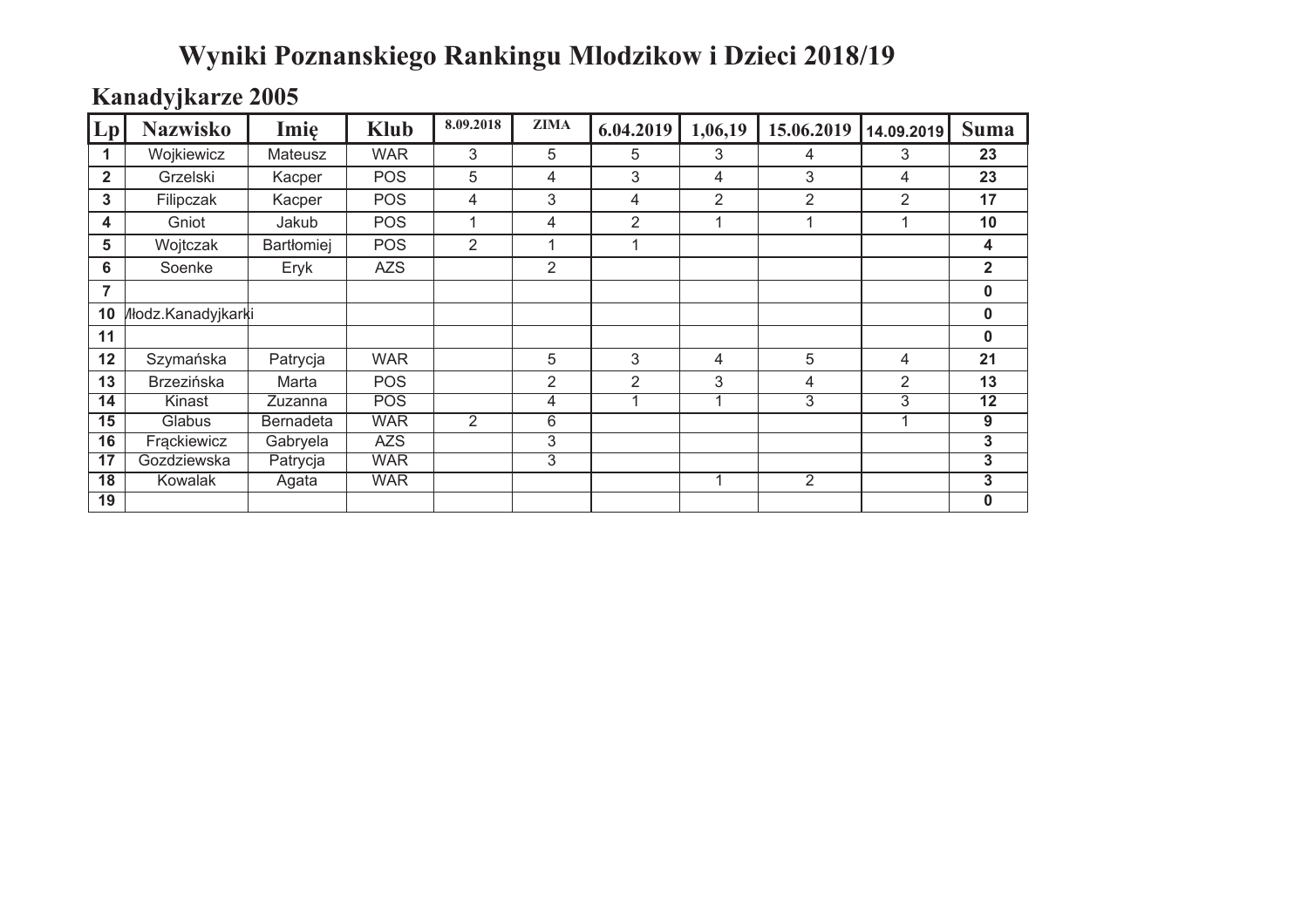# Wyniki Poznanskiego Rankingu Mlodzikow i Dzieci 2018/19

## Kanadyjkarze 2005

| Lp | Nazwisko | Imię | Klub | 8.09.2018 | ZIMA | 6.04.2019 | 1,06,19 | 15.06.2019 | 14.09.2019 | Suma |
|---|---|---|---|---|---|---|---|---|---|---|
| 1 | Wojkiewicz | Mateusz | WAR | 3 | 5 | 5 | 3 | 4 | 3 | **23** |
| 2 | Grzelski | Kacper | POS | 5 | 4 | 3 | 4 | 3 | 4 | **23** |
| 3 | Filipczak | Kacper | POS | 4 | 3 | 4 | 2 | 2 | 2 | **17** |
| 4 | Gniot | Jakub | POS | 1 | 4 | 2 | 1 | 1 | 1 | **10** |
| 5 | Wojtczak | Bartłomiej | POS | 2 | 1 | 1 | | | | **4** |
| 6 | Soenke | Eryk | AZS | | 2 | | | | | **2** |
| 7 | | | | | | | | | | **0** |
| 10 | Młodz.Kanadyjkarki | | | | | | | | | **0** |
| 11 | | | | | | | | | | **0** |
| 12 | Szymańska | Patrycja | WAR | | 5 | 3 | 4 | 5 | 4 | **21** |
| 13 | Brzezińska | Marta | POS | | 2 | 2 | 3 | 4 | 2 | **13** |
| 14 | Kinast | Zuzanna | POS | | 4 | 1 | 1 | 3 | 3 | **12** |
| 15 | Glabus | Bernadeta | WAR | 2 | 6 | | | | 1 | **9** |
| 16 | Frąckiewicz | Gabryela | AZS | | 3 | | | | | **3** |
| 17 | Gozdziewska | Patrycja | WAR | | 3 | | | | | **3** |
| 18 | Kowalak | Agata | WAR | | | | 1 | 2 | | **3** |
| 19 | | | | | | | | | | **0** |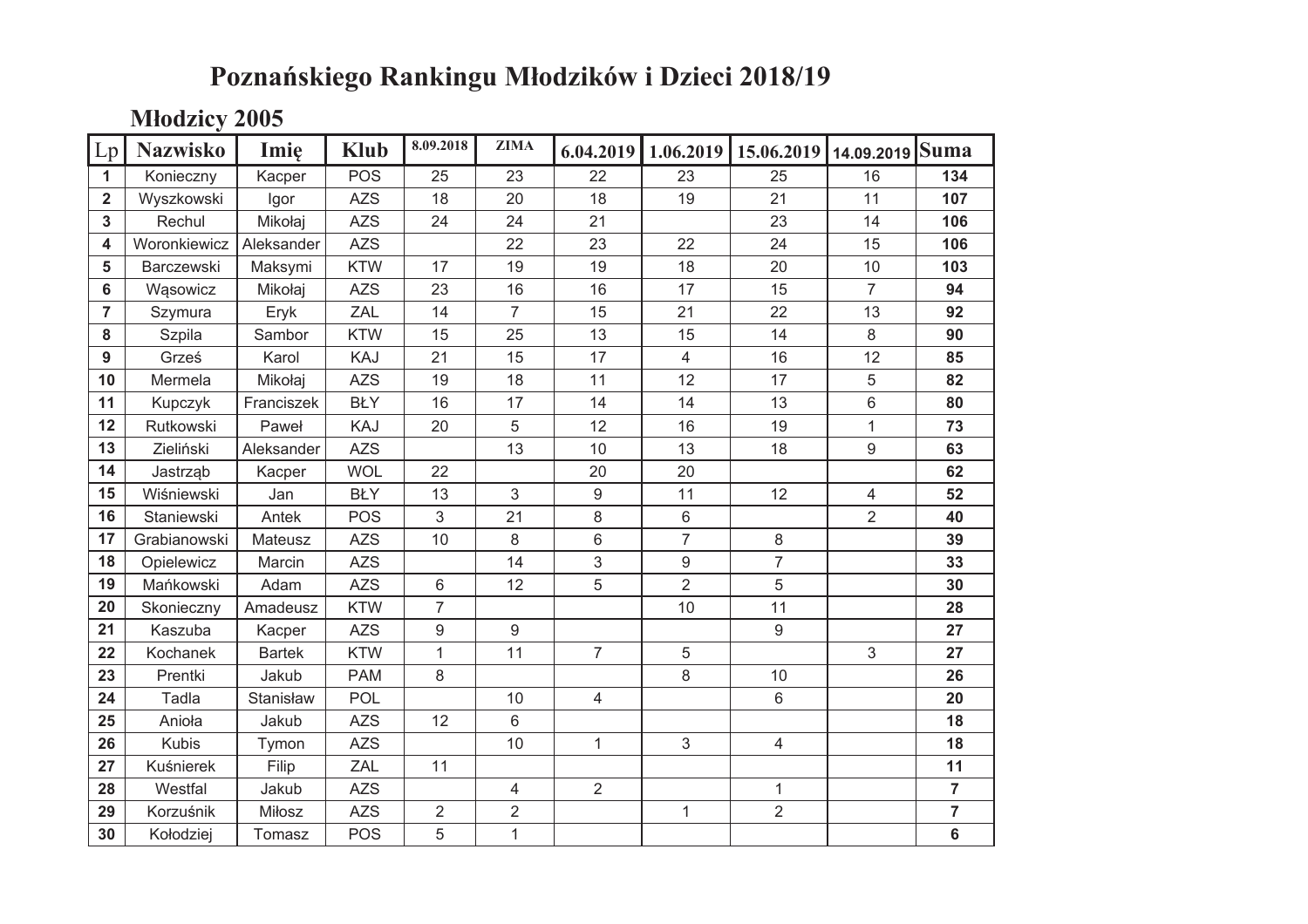# Poznańskiego Rankingu Młodzików i Dzieci 2018/19

## Młodzicy 2005

| Lp | Nazwisko | Imię | Klub | 8.09.2018 | ZIMA | 6.04.2019 | 1.06.2019 | 15.06.2019 | 14.09.2019 | Suma |
|---|---|---|---|---|---|---|---|---|---|---|
| 1 | Konieczny | Kacper | POS | 25 | 23 | 22 | 23 | 25 | 16 | **134** |
| 2 | Wyszkowski | Igor | AZS | 18 | 20 | 18 | 19 | 21 | 11 | **107** |
| 3 | Rechul | Mikołaj | AZS | 24 | 24 | 21 | | 23 | 14 | **106** |
| 4 | Woronkiewicz | Aleksander | AZS | | 22 | 23 | 22 | 24 | 15 | **106** |
| 5 | Barczewski | Maksymi | KTW | 17 | 19 | 19 | 18 | 20 | 10 | **103** |
| 6 | Wąsowicz | Mikołaj | AZS | 23 | 16 | 16 | 17 | 15 | 7 | **94** |
| 7 | Szymura | Eryk | ZAL | 14 | 7 | 15 | 21 | 22 | 13 | **92** |
| 8 | Szpila | Sambor | KTW | 15 | 25 | 13 | 15 | 14 | 8 | **90** |
| 9 | Grześ | Karol | KAJ | 21 | 15 | 17 | 4 | 16 | 12 | **85** |
| 10 | Mermela | Mikołaj | AZS | 19 | 18 | 11 | 12 | 17 | 5 | **82** |
| 11 | Kupczyk | Franciszek | BŁY | 16 | 17 | 14 | 14 | 13 | 6 | **80** |
| 12 | Rutkowski | Paweł | KAJ | 20 | 5 | 12 | 16 | 19 | 1 | **73** |
| 13 | Zieliński | Aleksander | AZS | | 13 | 10 | 13 | 18 | 9 | **63** |
| 14 | Jastrząb | Kacper | WOL | 22 | | 20 | 20 | | | **62** |
| 15 | Wiśniewski | Jan | BŁY | 13 | 3 | 9 | 11 | 12 | 4 | **52** |
| 16 | Staniewski | Antek | POS | 3 | 21 | 8 | 6 | | 2 | **40** |
| 17 | Grabianowski | Mateusz | AZS | 10 | 8 | 6 | 7 | 8 | | **39** |
| 18 | Opielewicz | Marcin | AZS | | 14 | 3 | 9 | 7 | | **33** |
| 19 | Mańkowski | Adam | AZS | 6 | 12 | 5 | 2 | 5 | | **30** |
| 20 | Skonieczny | Amadeusz | KTW | 7 | | | 10 | 11 | | **28** |
| 21 | Kaszuba | Kacper | AZS | 9 | 9 | | | 9 | | **27** |
| 22 | Kochanek | Bartek | KTW | 1 | 11 | 7 | 5 | | 3 | **27** |
| 23 | Prentki | Jakub | PAM | 8 | | | 8 | 10 | | **26** |
| 24 | Tadla | Stanisław | POL | | 10 | 4 | | 6 | | **20** |
| 25 | Anioła | Jakub | AZS | 12 | 6 | | | | | **18** |
| 26 | Kubis | Tymon | AZS | | 10 | 1 | 3 | 4 | | **18** |
| 27 | Kuśnierek | Filip | ZAL | 11 | | | | | | **11** |
| 28 | Westfal | Jakub | AZS | | 4 | 2 | | 1 | | **7** |
| 29 | Korzuśnik | Miłosz | AZS | 2 | 2 | | 1 | 2 | | **7** |
| 30 | Kołodziej | Tomasz | POS | 5 | 1 | | | | | **6** |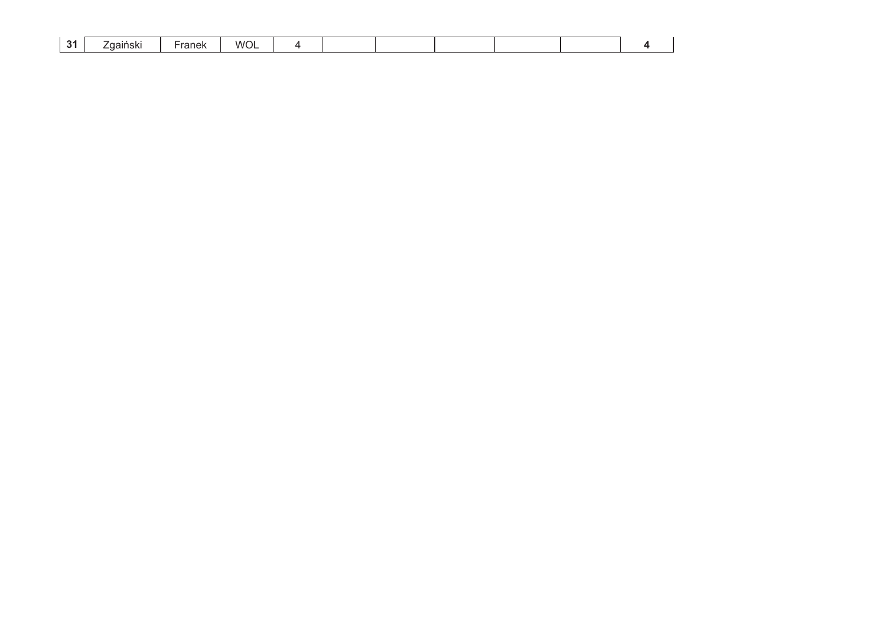| 31 | Zgaiński | Franek | WOL | 4 | | | | | | 4 |
|---|---|---|---|---|---|---|---|---|---|---|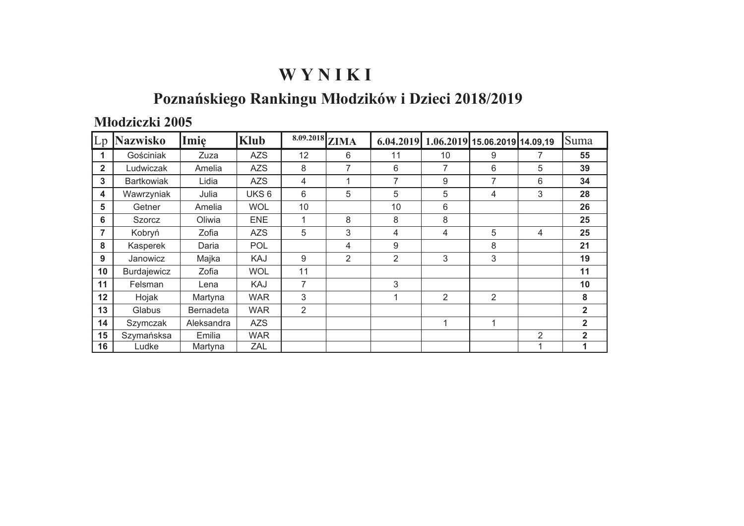# W Y N I K I

## Poznańskiego Rankingu Młodzików i Dzieci 2018/2019

### Młodziczki 2005

| Lp | Nazwisko | Imię | Klub | 8.09.2018 | ZIMA | 6.04.2019 | 1.06.2019 | 15.06.2019 | 14.09,19 | Suma |
|---|---|---|---|---|---|---|---|---|---|---|
| **1** | Gościniak | Zuza | AZS | 12 | 6 | 11 | 10 | 9 | 7 | **55** |
| **2** | Ludwiczak | Amelia | AZS | 8 | 7 | 6 | 7 | 6 | 5 | **39** |
| **3** | Bartkowiak | Lidia | AZS | 4 | 1 | 7 | 9 | 7 | 6 | **34** |
| **4** | Wawrzyniak | Julia | UKS 6 | 6 | 5 | 5 | 5 | 4 | 3 | **28** |
| **5** | Getner | Amelia | WOL | 10 | | 10 | 6 | | | **26** |
| **6** | Szorcz | Oliwia | ENE | 1 | 8 | 8 | 8 | | | **25** |
| **7** | Kobryń | Zofia | AZS | 5 | 3 | 4 | 4 | 5 | 4 | **25** |
| **8** | Kasperek | Daria | POL | | 4 | 9 | | 8 | | **21** |
| **9** | Janowicz | Majka | KAJ | 9 | 2 | 2 | 3 | 3 | | **19** |
| **10** | Burdajewicz | Zofia | WOL | 11 | | | | | | **11** |
| **11** | Felsman | Lena | KAJ | 7 | | 3 | | | | **10** |
| **12** | Hojak | Martyna | WAR | 3 | | 1 | 2 | 2 | | **8** |
| **13** | Glabus | Bernadeta | WAR | 2 | | | | | | **2** |
| **14** | Szymczak | Aleksandra | AZS | | | | 1 | 1 | | **2** |
| **15** | Szymańsksa | Emilia | WAR | | | | | | 2 | **2** |
| **16** | Ludke | Martyna | ZAL | | | | | | 1 | **1** |